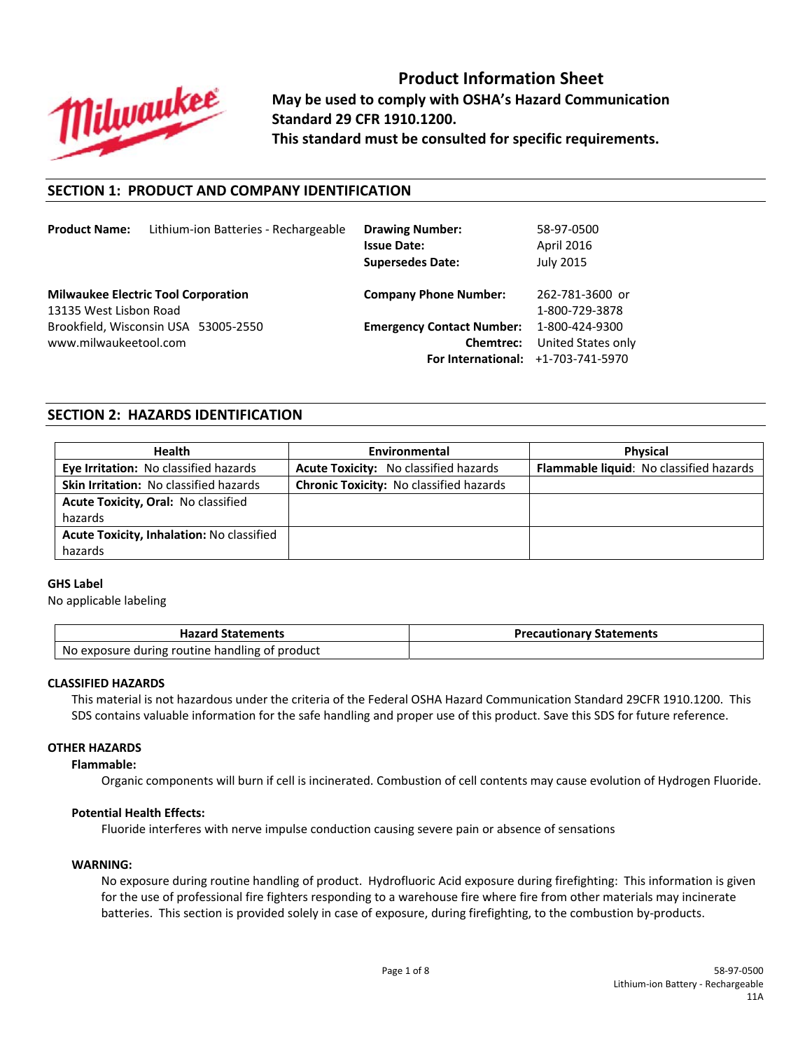# Product Information Sheet

**May be used to comply with OSHA's Hazard Communication Standard 29 CFR 1910.1200.**
**This standard must be consulted for specific requirements.**

## SECTION 1: PRODUCT AND COMPANY IDENTIFICATION

**Product Name:** Lithium-ion Batteries - Rechargeable

**Drawing Number:** 58-97-0500
**Issue Date:** April 2016
**Supersedes Date:** July 2015

**Milwaukee Electric Tool Corporation**
13135 West Lisbon Road
Brookfield, Wisconsin USA 53005-2550
www.milwaukeetool.com

**Company Phone Number:** 262-781-3600 or 1-800-729-3878
**Emergency Contact Number:** 1-800-424-9300
**Chemtrec:** United States only
**For International:** +1-703-741-5970

## SECTION 2: HAZARDS IDENTIFICATION

| Health | Environmental | Physical |
|---|---|---|
| **Eye Irritation:** No classified hazards | **Acute Toxicity:** No classified hazards | **Flammable liquid**: No classified hazards |
| **Skin Irritation:** No classified hazards | **Chronic Toxicity:** No classified hazards | |
| **Acute Toxicity, Oral:** No classified hazards | | |
| **Acute Toxicity, Inhalation:** No classified hazards | | |

**GHS Label**

No applicable labeling

| Hazard Statements | Precautionary Statements |
|---|---|
| No exposure during routine handling of product | |

**CLASSIFIED HAZARDS**

This material is not hazardous under the criteria of the Federal OSHA Hazard Communication Standard 29CFR 1910.1200. This SDS contains valuable information for the safe handling and proper use of this product. Save this SDS for future reference.

**OTHER HAZARDS**

**Flammable:**

Organic components will burn if cell is incinerated. Combustion of cell contents may cause evolution of Hydrogen Fluoride.

**Potential Health Effects:**

Fluoride interferes with nerve impulse conduction causing severe pain or absence of sensations

**WARNING:**

No exposure during routine handling of product. Hydrofluoric Acid exposure during firefighting: This information is given for the use of professional fire fighters responding to a warehouse fire where fire from other materials may incinerate batteries. This section is provided solely in case of exposure, during firefighting, to the combustion by-products.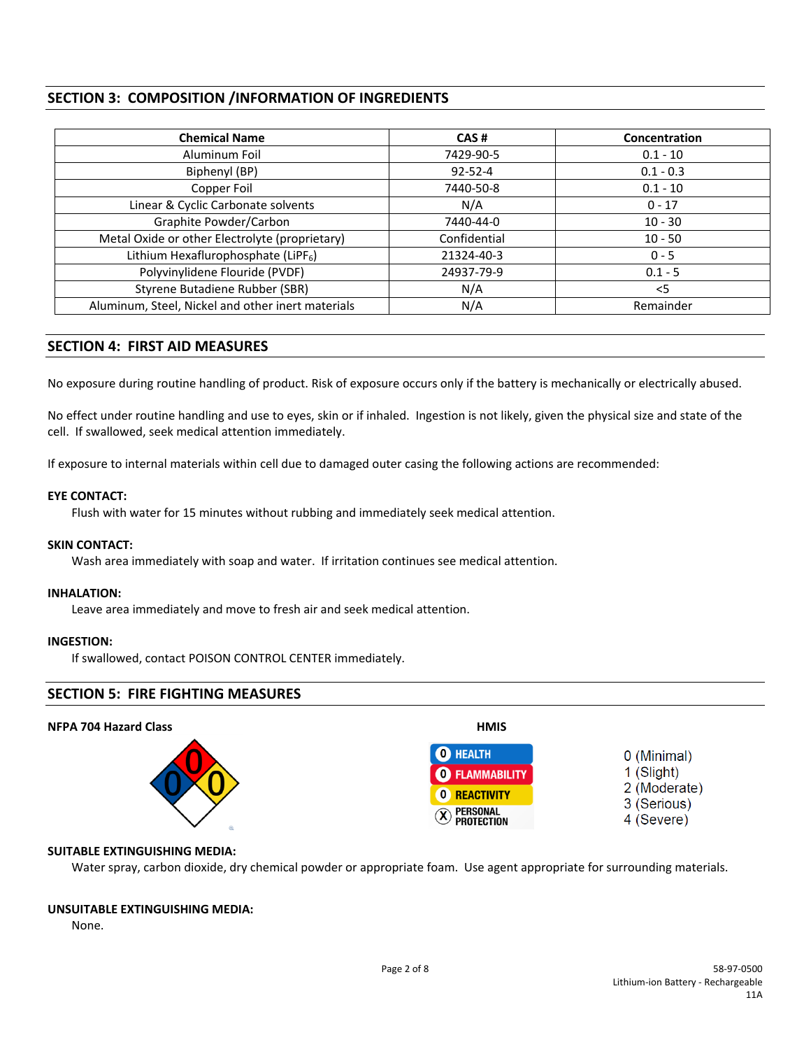## SECTION 3: COMPOSITION /INFORMATION OF INGREDIENTS

| Chemical Name | CAS # | Concentration |
|---|---|---|
| Aluminum Foil | 7429-90-5 | 0.1 - 10 |
| Biphenyl (BP) | 92-52-4 | 0.1 - 0.3 |
| Copper Foil | 7440-50-8 | 0.1 - 10 |
| Linear & Cyclic Carbonate solvents | N/A | 0 - 17 |
| Graphite Powder/Carbon | 7440-44-0 | 10 - 30 |
| Metal Oxide or other Electrolyte (proprietary) | Confidential | 10 - 50 |
| Lithium Hexaflurophosphate ($LiPF_6$) | 21324-40-3 | 0 - 5 |
| Polyvinylidene Flouride (PVDF) | 24937-79-9 | 0.1 - 5 |
| Styrene Butadiene Rubber (SBR) | N/A | <5 |
| Aluminum, Steel, Nickel and other inert materials | N/A | Remainder |

## SECTION 4: FIRST AID MEASURES

No exposure during routine handling of product. Risk of exposure occurs only if the battery is mechanically or electrically abused.

No effect under routine handling and use to eyes, skin or if inhaled. Ingestion is not likely, given the physical size and state of the cell. If swallowed, seek medical attention immediately.

If exposure to internal materials within cell due to damaged outer casing the following actions are recommended:

**EYE CONTACT:**
Flush with water for 15 minutes without rubbing and immediately seek medical attention.

**SKIN CONTACT:**
Wash area immediately with soap and water. If irritation continues see medical attention.

**INHALATION:**
Leave area immediately and move to fresh air and seek medical attention.

**INGESTION:**
If swallowed, contact POISON CONTROL CENTER immediately.

## SECTION 5: FIRE FIGHTING MEASURES

**NFPA 704 Hazard Class**

Health: 0, Flammability: 0, Reactivity: 0

**HMIS**

| | |
|---|---|
| HEALTH | 0 |
| FLAMMABILITY | 0 |
| REACTIVITY | 0 |
| PERSONAL PROTECTION | X |

0 (Minimal)
1 (Slight)
2 (Moderate)
3 (Serious)
4 (Severe)

**SUITABLE EXTINGUISHING MEDIA:**
Water spray, carbon dioxide, dry chemical powder or appropriate foam. Use agent appropriate for surrounding materials.

**UNSUITABLE EXTINGUISHING MEDIA:**
None.

58-97-0500
Lithium-ion Battery - Rechargeable
11A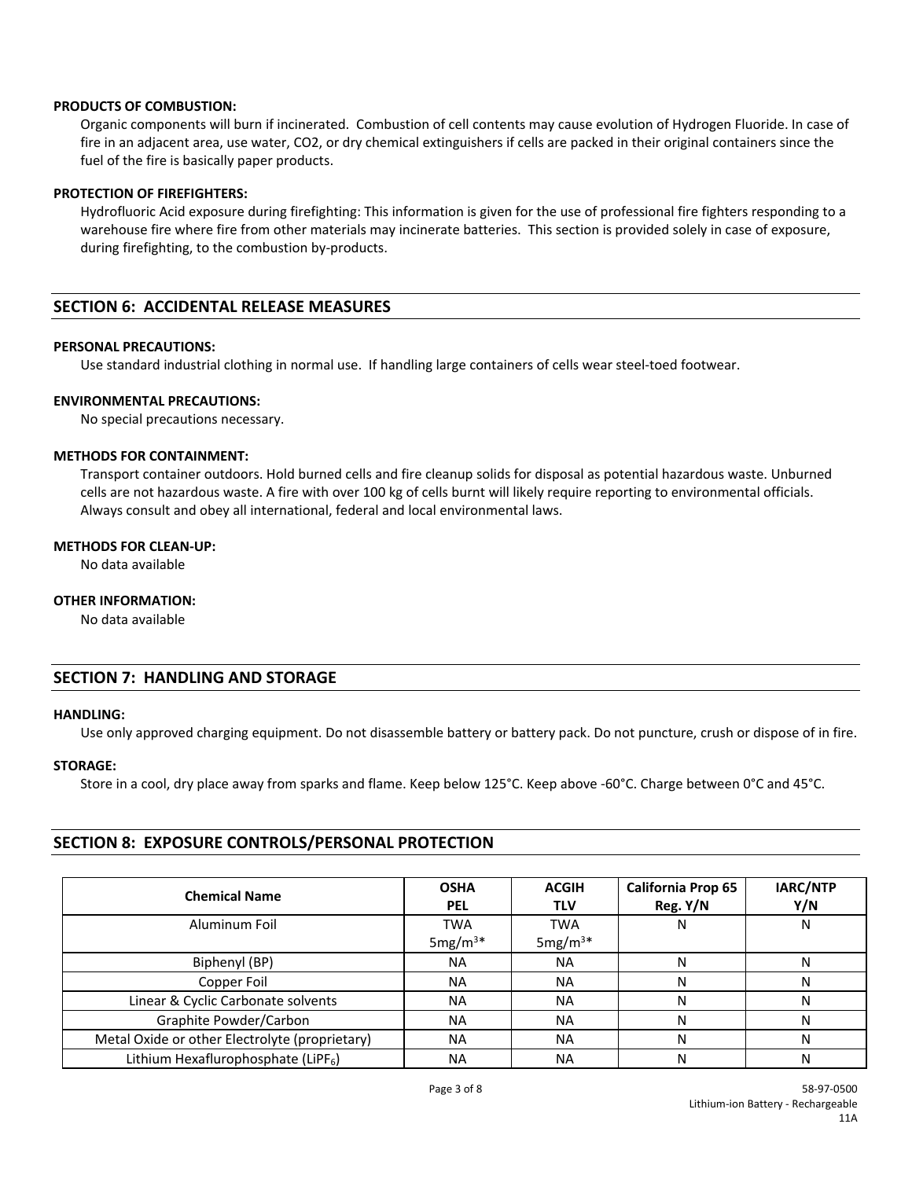**PRODUCTS OF COMBUSTION:**

Organic components will burn if incinerated. Combustion of cell contents may cause evolution of Hydrogen Fluoride. In case of fire in an adjacent area, use water, CO2, or dry chemical extinguishers if cells are packed in their original containers since the fuel of the fire is basically paper products.

**PROTECTION OF FIREFIGHTERS:**

Hydrofluoric Acid exposure during firefighting: This information is given for the use of professional fire fighters responding to a warehouse fire where fire from other materials may incinerate batteries. This section is provided solely in case of exposure, during firefighting, to the combustion by-products.

## SECTION 6: ACCIDENTAL RELEASE MEASURES

**PERSONAL PRECAUTIONS:**

Use standard industrial clothing in normal use. If handling large containers of cells wear steel-toed footwear.

**ENVIRONMENTAL PRECAUTIONS:**

No special precautions necessary.

**METHODS FOR CONTAINMENT:**

Transport container outdoors. Hold burned cells and fire cleanup solids for disposal as potential hazardous waste. Unburned cells are not hazardous waste. A fire with over 100 kg of cells burnt will likely require reporting to environmental officials. Always consult and obey all international, federal and local environmental laws.

**METHODS FOR CLEAN-UP:**

No data available

**OTHER INFORMATION:**

No data available

## SECTION 7: HANDLING AND STORAGE

**HANDLING:**

Use only approved charging equipment. Do not disassemble battery or battery pack. Do not puncture, crush or dispose of in fire.

**STORAGE:**

Store in a cool, dry place away from sparks and flame. Keep below 125°C. Keep above -60°C. Charge between 0°C and 45°C.

## SECTION 8: EXPOSURE CONTROLS/PERSONAL PROTECTION

| Chemical Name | OSHA PEL | ACGIH TLV | California Prop 65 Reg. Y/N | IARC/NTP Y/N |
|---|---|---|---|---|
| Aluminum Foil | TWA $5 mg/m^3$* | TWA $5 mg/m^3$* | N | N |
| Biphenyl (BP) | NA | NA | N | N |
| Copper Foil | NA | NA | N | N |
| Linear & Cyclic Carbonate solvents | NA | NA | N | N |
| Graphite Powder/Carbon | NA | NA | N | N |
| Metal Oxide or other Electrolyte (proprietary) | NA | NA | N | N |
| Lithium Hexaflurophosphate ($LiPF_6$) | NA | NA | N | N |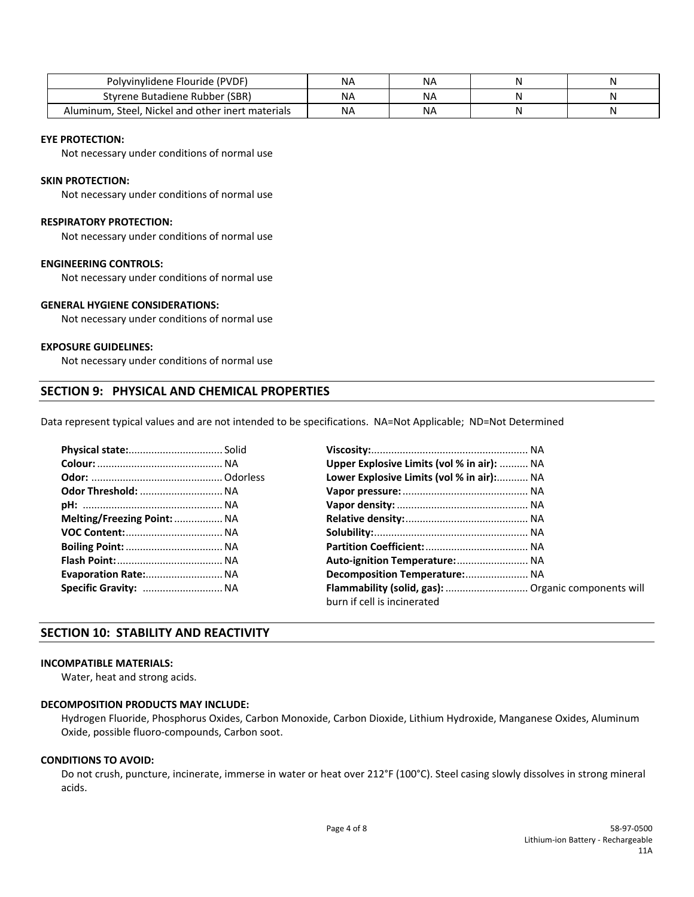| Polyvinylidene Flouride (PVDF) | NA | NA | N | N |
|---|---|---|---|---|
| Styrene Butadiene Rubber (SBR) | NA | NA | N | N |
| Aluminum, Steel, Nickel and other inert materials | NA | NA | N | N |

**EYE PROTECTION:**

Not necessary under conditions of normal use

**SKIN PROTECTION:**

Not necessary under conditions of normal use

**RESPIRATORY PROTECTION:**

Not necessary under conditions of normal use

**ENGINEERING CONTROLS:**

Not necessary under conditions of normal use

**GENERAL HYGIENE CONSIDERATIONS:**

Not necessary under conditions of normal use

**EXPOSURE GUIDELINES:**

Not necessary under conditions of normal use

## SECTION 9: PHYSICAL AND CHEMICAL PROPERTIES

Data represent typical values and are not intended to be specifications. NA=Not Applicable; ND=Not Determined

**Physical state:** Solid
**Colour:** NA
**Odor:** Odorless
**Odor Threshold:** NA
**pH:** NA
**Melting/Freezing Point:** NA
**VOC Content:** NA
**Boiling Point:** NA
**Flash Point:** NA
**Evaporation Rate:** NA
**Specific Gravity:** NA

**Viscosity:** NA
**Upper Explosive Limits (vol % in air):** NA
**Lower Explosive Limits (vol % in air):** NA
**Vapor pressure:** NA
**Vapor density:** NA
**Relative density:** NA
**Solubility:** NA
**Partition Coefficient:** NA
**Auto-ignition Temperature:** NA
**Decomposition Temperature:** NA
**Flammability (solid, gas):** Organic components will burn if cell is incinerated

## SECTION 10: STABILITY AND REACTIVITY

**INCOMPATIBLE MATERIALS:**

Water, heat and strong acids.

**DECOMPOSITION PRODUCTS MAY INCLUDE:**

Hydrogen Fluoride, Phosphorus Oxides, Carbon Monoxide, Carbon Dioxide, Lithium Hydroxide, Manganese Oxides, Aluminum Oxide, possible fluoro-compounds, Carbon soot.

**CONDITIONS TO AVOID:**

Do not crush, puncture, incinerate, immerse in water or heat over 212°F (100°C). Steel casing slowly dissolves in strong mineral acids.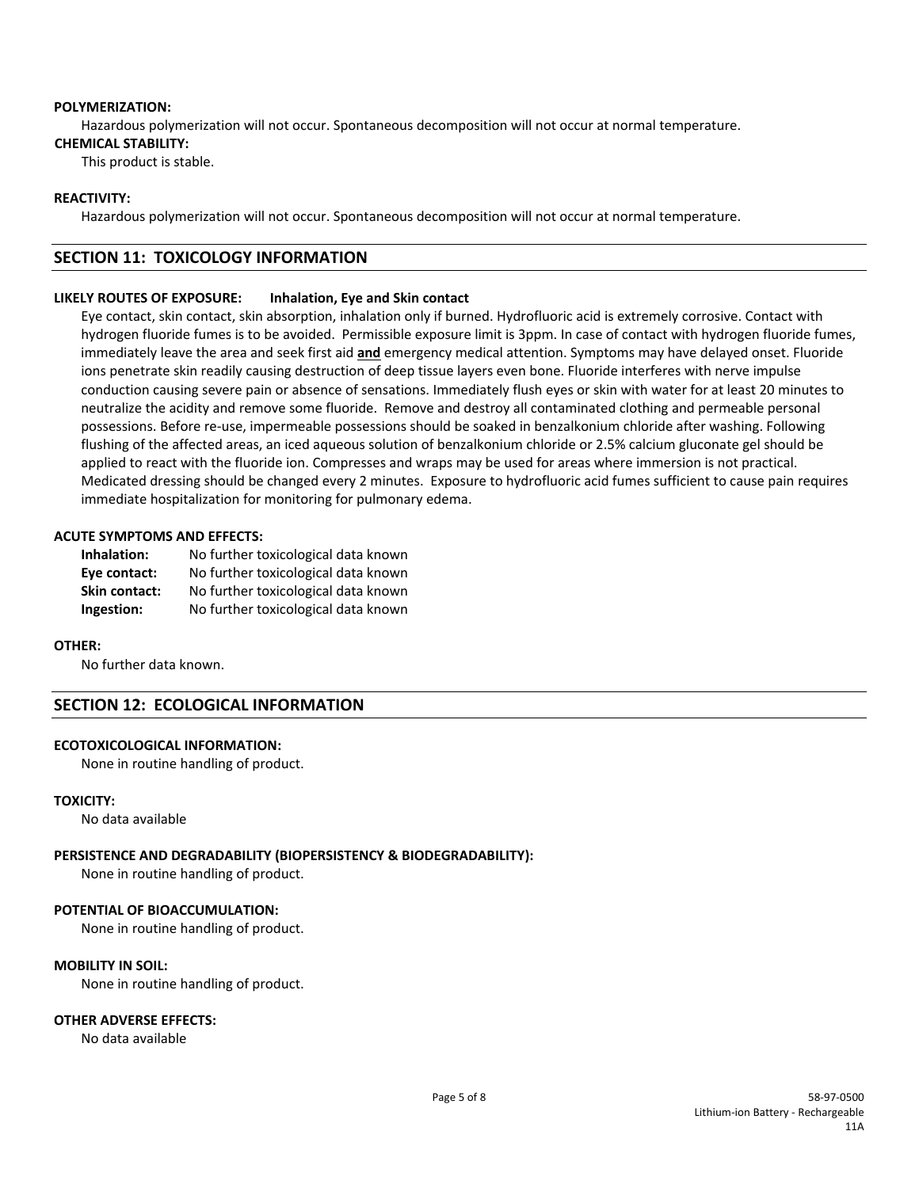**POLYMERIZATION:**

Hazardous polymerization will not occur. Spontaneous decomposition will not occur at normal temperature.

**CHEMICAL STABILITY:**

This product is stable.

**REACTIVITY:**

Hazardous polymerization will not occur. Spontaneous decomposition will not occur at normal temperature.

## SECTION 11: TOXICOLOGY INFORMATION

**LIKELY ROUTES OF EXPOSURE: Inhalation, Eye and Skin contact**

Eye contact, skin contact, skin absorption, inhalation only if burned. Hydrofluoric acid is extremely corrosive. Contact with hydrogen fluoride fumes is to be avoided. Permissible exposure limit is 3ppm. In case of contact with hydrogen fluoride fumes, immediately leave the area and seek first aid **and** emergency medical attention. Symptoms may have delayed onset. Fluoride ions penetrate skin readily causing destruction of deep tissue layers even bone. Fluoride interferes with nerve impulse conduction causing severe pain or absence of sensations. Immediately flush eyes or skin with water for at least 20 minutes to neutralize the acidity and remove some fluoride. Remove and destroy all contaminated clothing and permeable personal possessions. Before re-use, impermeable possessions should be soaked in benzalkonium chloride after washing. Following flushing of the affected areas, an iced aqueous solution of benzalkonium chloride or 2.5% calcium gluconate gel should be applied to react with the fluoride ion. Compresses and wraps may be used for areas where immersion is not practical. Medicated dressing should be changed every 2 minutes. Exposure to hydrofluoric acid fumes sufficient to cause pain requires immediate hospitalization for monitoring for pulmonary edema.

**ACUTE SYMPTOMS AND EFFECTS:**

| | |
|---|---|
| **Inhalation:** | No further toxicological data known |
| **Eye contact:** | No further toxicological data known |
| **Skin contact:** | No further toxicological data known |
| **Ingestion:** | No further toxicological data known |

**OTHER:**

No further data known.

## SECTION 12: ECOLOGICAL INFORMATION

**ECOTOXICOLOGICAL INFORMATION:**

None in routine handling of product.

**TOXICITY:**

No data available

**PERSISTENCE AND DEGRADABILITY (BIOPERSISTENCY & BIODEGRADABILITY):**

None in routine handling of product.

**POTENTIAL OF BIOACCUMULATION:**

None in routine handling of product.

**MOBILITY IN SOIL:**

None in routine handling of product.

**OTHER ADVERSE EFFECTS:**

No data available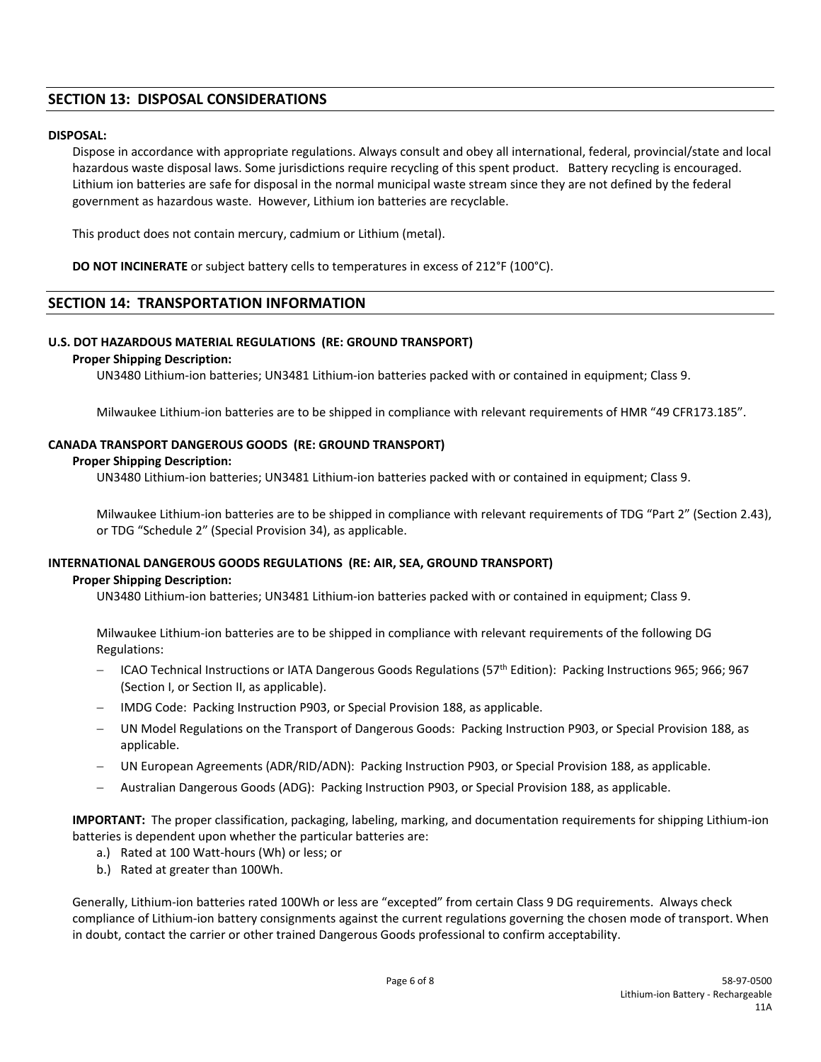## SECTION 13: DISPOSAL CONSIDERATIONS

**DISPOSAL:**

Dispose in accordance with appropriate regulations. Always consult and obey all international, federal, provincial/state and local hazardous waste disposal laws. Some jurisdictions require recycling of this spent product. Battery recycling is encouraged. Lithium ion batteries are safe for disposal in the normal municipal waste stream since they are not defined by the federal government as hazardous waste. However, Lithium ion batteries are recyclable.

This product does not contain mercury, cadmium or Lithium (metal).

**DO NOT INCINERATE** or subject battery cells to temperatures in excess of 212°F (100°C).

## SECTION 14: TRANSPORTATION INFORMATION

**U.S. DOT HAZARDOUS MATERIAL REGULATIONS (RE: GROUND TRANSPORT)**

**Proper Shipping Description:**

UN3480 Lithium-ion batteries; UN3481 Lithium-ion batteries packed with or contained in equipment; Class 9.

Milwaukee Lithium-ion batteries are to be shipped in compliance with relevant requirements of HMR "49 CFR173.185".

**CANADA TRANSPORT DANGEROUS GOODS (RE: GROUND TRANSPORT)**

**Proper Shipping Description:**

UN3480 Lithium-ion batteries; UN3481 Lithium-ion batteries packed with or contained in equipment; Class 9.

Milwaukee Lithium-ion batteries are to be shipped in compliance with relevant requirements of TDG "Part 2" (Section 2.43), or TDG "Schedule 2" (Special Provision 34), as applicable.

**INTERNATIONAL DANGEROUS GOODS REGULATIONS (RE: AIR, SEA, GROUND TRANSPORT)**

**Proper Shipping Description:**

UN3480 Lithium-ion batteries; UN3481 Lithium-ion batteries packed with or contained in equipment; Class 9.

Milwaukee Lithium-ion batteries are to be shipped in compliance with relevant requirements of the following DG Regulations:

- ICAO Technical Instructions or IATA Dangerous Goods Regulations (57th Edition): Packing Instructions 965; 966; 967 (Section I, or Section II, as applicable).
- IMDG Code: Packing Instruction P903, or Special Provision 188, as applicable.
- UN Model Regulations on the Transport of Dangerous Goods: Packing Instruction P903, or Special Provision 188, as applicable.
- UN European Agreements (ADR/RID/ADN): Packing Instruction P903, or Special Provision 188, as applicable.
- Australian Dangerous Goods (ADG): Packing Instruction P903, or Special Provision 188, as applicable.

**IMPORTANT:** The proper classification, packaging, labeling, marking, and documentation requirements for shipping Lithium-ion batteries is dependent upon whether the particular batteries are:

a.) Rated at 100 Watt-hours (Wh) or less; or
b.) Rated at greater than 100Wh.

Generally, Lithium-ion batteries rated 100Wh or less are "excepted" from certain Class 9 DG requirements. Always check compliance of Lithium-ion battery consignments against the current regulations governing the chosen mode of transport. When in doubt, contact the carrier or other trained Dangerous Goods professional to confirm acceptability.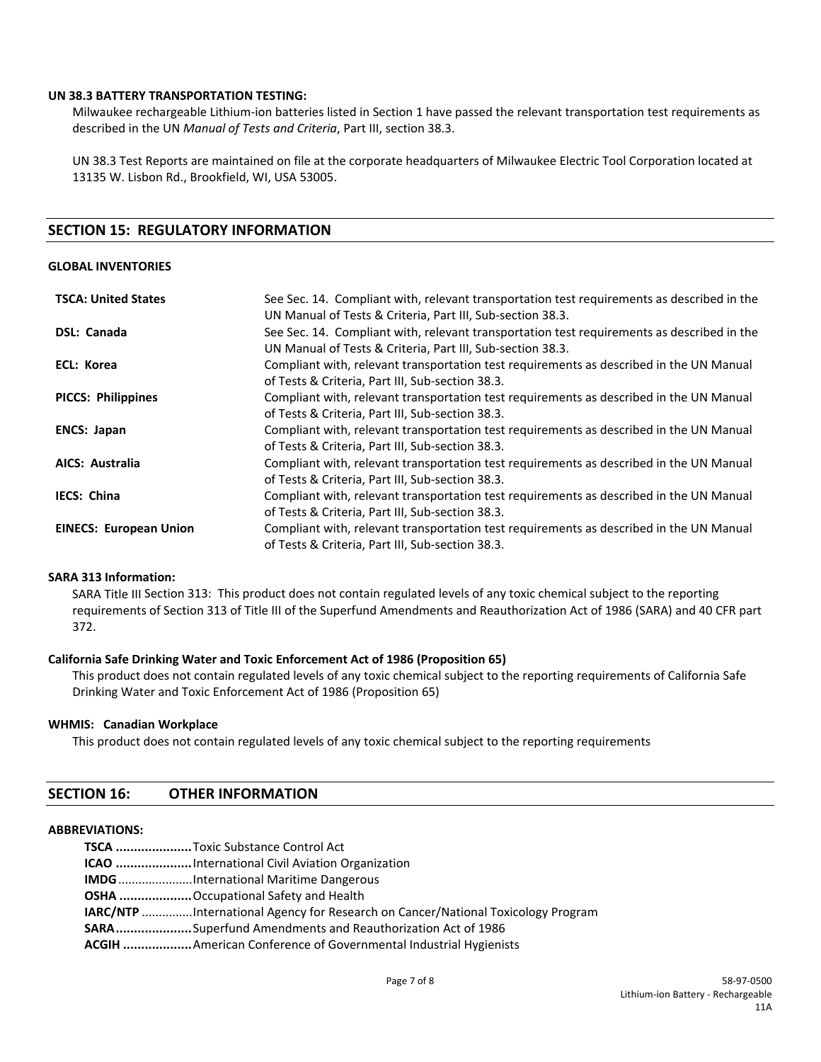**UN 38.3 BATTERY TRANSPORTATION TESTING:**

Milwaukee rechargeable Lithium-ion batteries listed in Section 1 have passed the relevant transportation test requirements as described in the UN *Manual of Tests and Criteria*, Part III, section 38.3.

UN 38.3 Test Reports are maintained on file at the corporate headquarters of Milwaukee Electric Tool Corporation located at 13135 W. Lisbon Rd., Brookfield, WI, USA 53005.

## SECTION 15: REGULATORY INFORMATION

**GLOBAL INVENTORIES**

| | |
|---|---|
| **TSCA: United States** | See Sec. 14. Compliant with, relevant transportation test requirements as described in the UN Manual of Tests & Criteria, Part III, Sub-section 38.3. |
| **DSL: Canada** | See Sec. 14. Compliant with, relevant transportation test requirements as described in the UN Manual of Tests & Criteria, Part III, Sub-section 38.3. |
| **ECL: Korea** | Compliant with, relevant transportation test requirements as described in the UN Manual of Tests & Criteria, Part III, Sub-section 38.3. |
| **PICCS: Philippines** | Compliant with, relevant transportation test requirements as described in the UN Manual of Tests & Criteria, Part III, Sub-section 38.3. |
| **ENCS: Japan** | Compliant with, relevant transportation test requirements as described in the UN Manual of Tests & Criteria, Part III, Sub-section 38.3. |
| **AICS: Australia** | Compliant with, relevant transportation test requirements as described in the UN Manual of Tests & Criteria, Part III, Sub-section 38.3. |
| **IECS: China** | Compliant with, relevant transportation test requirements as described in the UN Manual of Tests & Criteria, Part III, Sub-section 38.3. |
| **EINECS: European Union** | Compliant with, relevant transportation test requirements as described in the UN Manual of Tests & Criteria, Part III, Sub-section 38.3. |

**SARA 313 Information:**

SARA Title III Section 313: This product does not contain regulated levels of any toxic chemical subject to the reporting requirements of Section 313 of Title III of the Superfund Amendments and Reauthorization Act of 1986 (SARA) and 40 CFR part 372.

**California Safe Drinking Water and Toxic Enforcement Act of 1986 (Proposition 65)**

This product does not contain regulated levels of any toxic chemical subject to the reporting requirements of California Safe Drinking Water and Toxic Enforcement Act of 1986 (Proposition 65)

**WHMIS: Canadian Workplace**

This product does not contain regulated levels of any toxic chemical subject to the reporting requirements

## SECTION 16: OTHER INFORMATION

**ABBREVIATIONS:**

- **TSCA** .................... Toxic Substance Control Act
- **ICAO** .................... International Civil Aviation Organization
- **IMDG** .................... International Maritime Dangerous
- **OSHA** .................... Occupational Safety and Health
- **IARC/NTP** .............. International Agency for Research on Cancer/National Toxicology Program
- **SARA** .................... Superfund Amendments and Reauthorization Act of 1986
- **ACGIH** .................. American Conference of Governmental Industrial Hygienists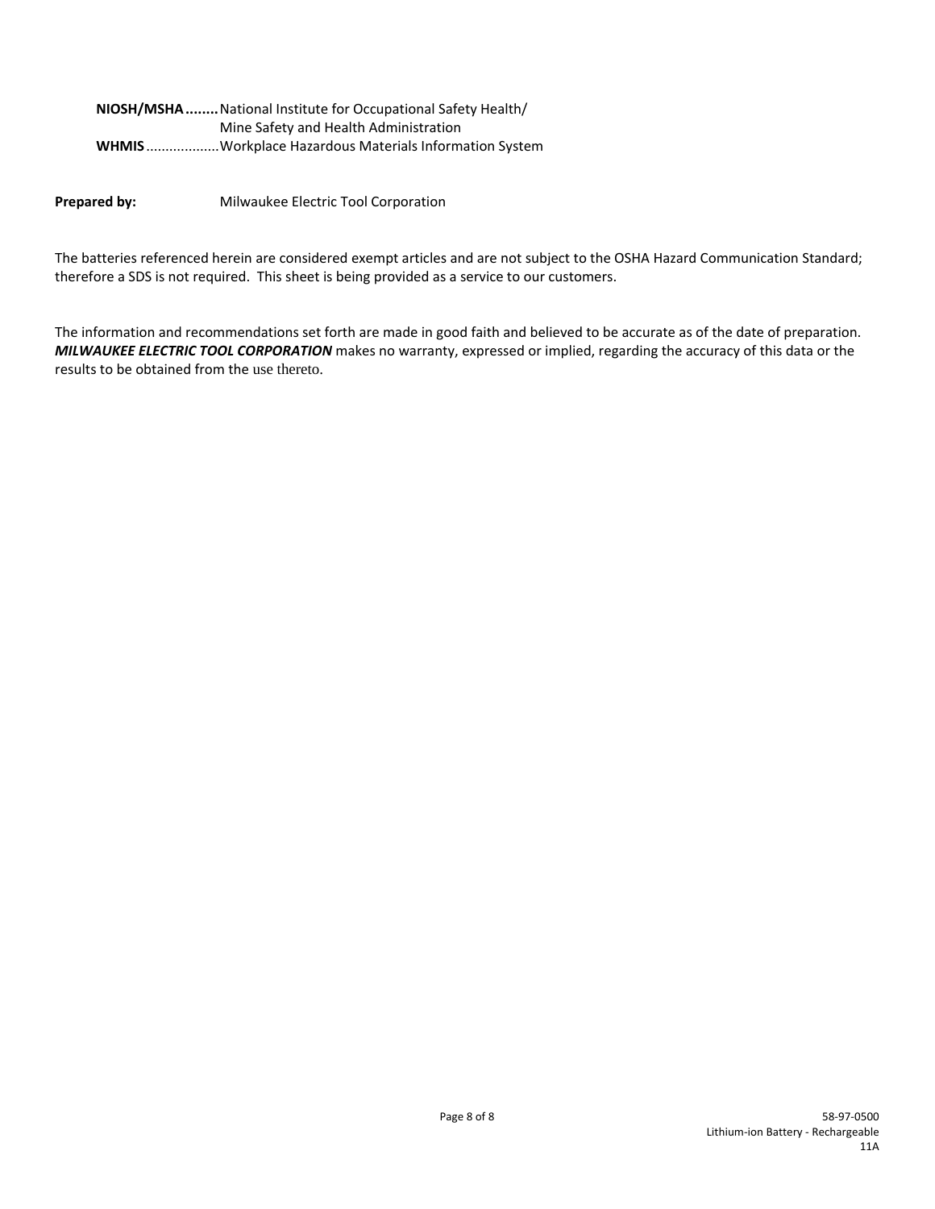**NIOSH/MSHA........** National Institute for Occupational Safety Health/ Mine Safety and Health Administration
**WHMIS**.................. Workplace Hazardous Materials Information System

**Prepared by:** Milwaukee Electric Tool Corporation

The batteries referenced herein are considered exempt articles and are not subject to the OSHA Hazard Communication Standard; therefore a SDS is not required. This sheet is being provided as a service to our customers.

The information and recommendations set forth are made in good faith and believed to be accurate as of the date of preparation. ***MILWAUKEE ELECTRIC TOOL CORPORATION*** makes no warranty, expressed or implied, regarding the accuracy of this data or the results to be obtained from the use thereto.